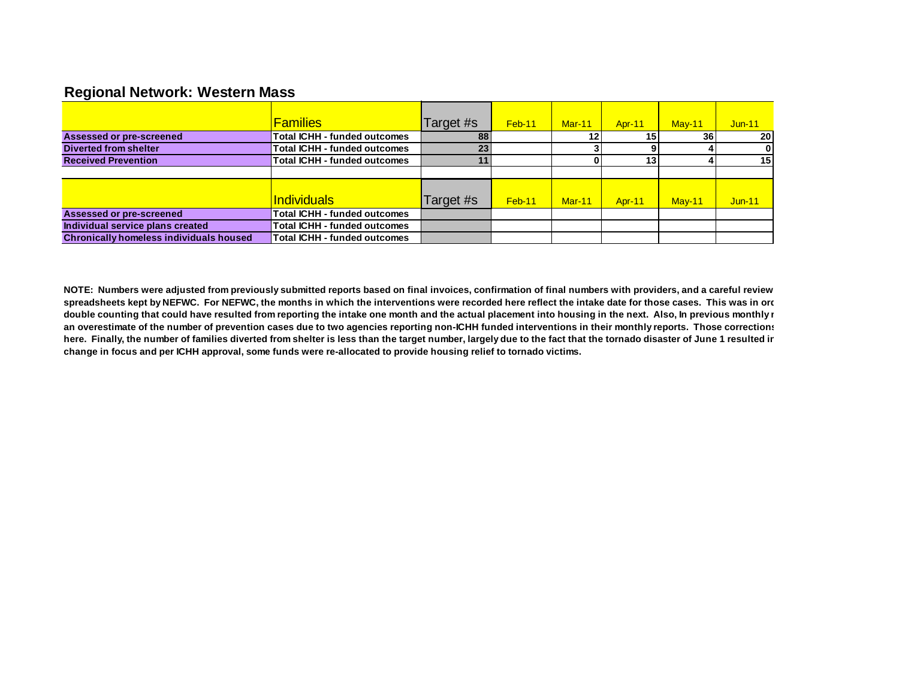## Regional Network: Western Mass

| | Families | Target #s | Feb-11 | Mar-11 | Apr-11 | May-11 | Jun-11 |
|---|---|---|---|---|---|---|---|
| **Assessed or pre-screened** | **Total ICHH - funded outcomes** | **88** | | **12** | **15** | **36** | **20** |
| **Diverted from shelter** | **Total ICHH - funded outcomes** | **23** | | **3** | **9** | **4** | **0** |
| **Received Prevention** | **Total ICHH - funded outcomes** | **11** | | **0** | **13** | **4** | **15** |
| | | | | | | | |
| | Individuals | Target #s | Feb-11 | Mar-11 | Apr-11 | May-11 | Jun-11 |
| **Assessed or pre-screened** | **Total ICHH - funded outcomes** | | | | | | |
| **Individual service plans created** | **Total ICHH - funded outcomes** | | | | | | |
| **Chronically homeless individuals housed** | **Total ICHH - funded outcomes** | | | | | | |

**NOTE: Numbers were adjusted from previously submitted reports based on final invoices, confirmation of final numbers with providers, and a careful review spreadsheets kept by NEFWC. For NEFWC, the months in which the interventions were recorded here reflect the intake date for those cases. This was in ord double counting that could have resulted from reporting the intake one month and the actual placement into housing in the next. Also, In previous monthly r an overestimate of the number of prevention cases due to two agencies reporting non-ICHH funded interventions in their monthly reports. Those corrections here. Finally, the number of families diverted from shelter is less than the target number, largely due to the fact that the tornado disaster of June 1 resulted ir change in focus and per ICHH approval, some funds were re-allocated to provide housing relief to tornado victims.**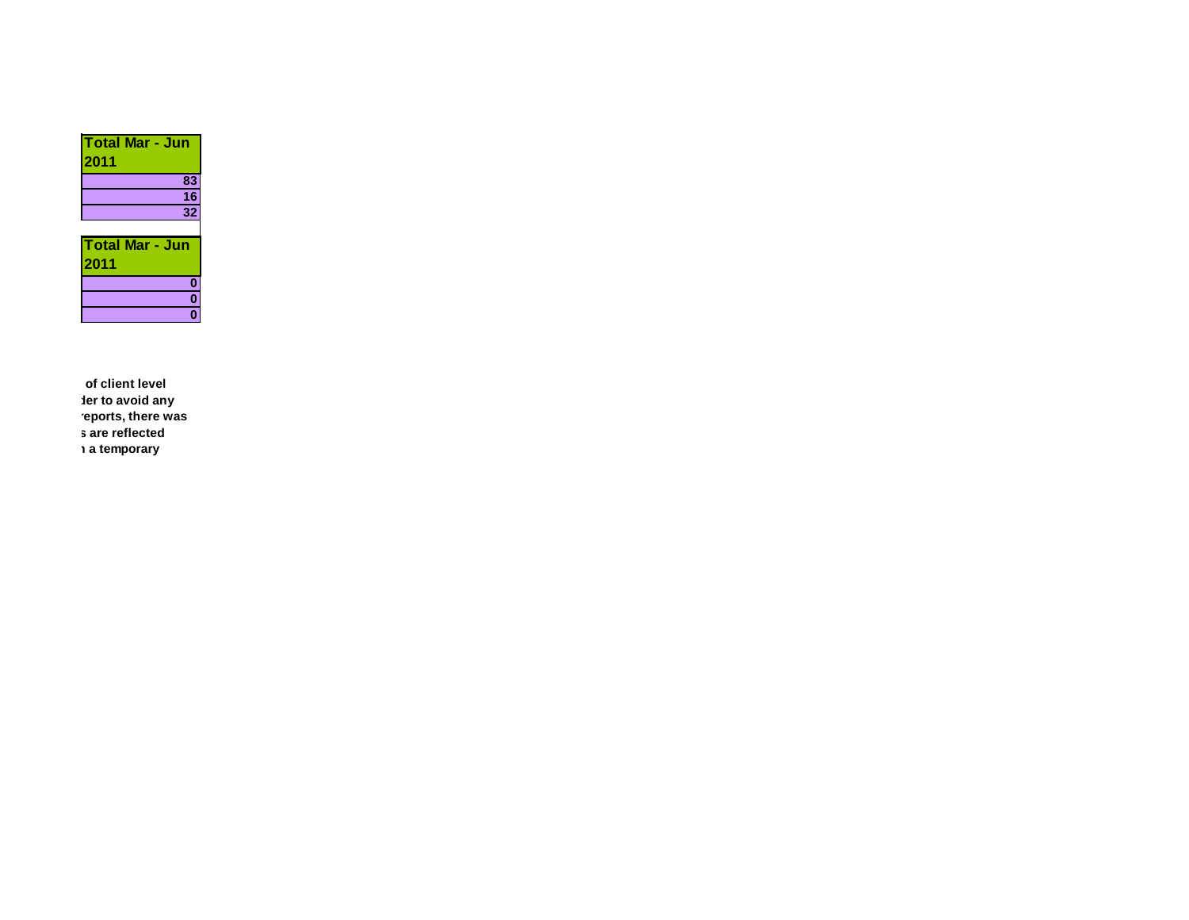| Total Mar - Jun 2011 |
|---|
| 83 |
| 16 |
| 32 |

| Total Mar - Jun 2011 |
|---|
| 0 |
| 0 |
| 0 |

**of client level**
**ler to avoid any**
**reports, there was**
**s are reflected**
**a temporary**